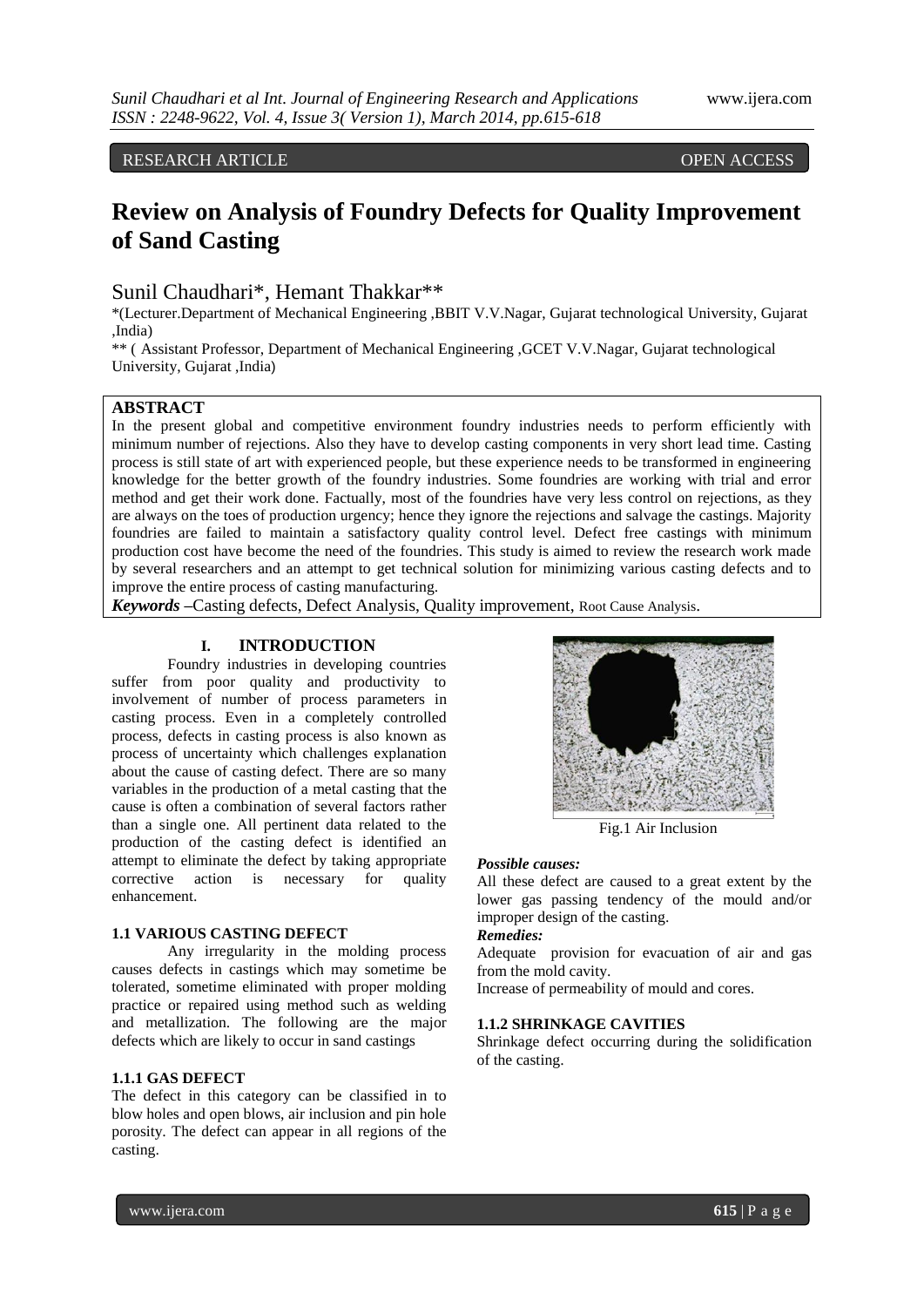RESEARCH ARTICLE OPEN ACCESS

# Review on Analysis of Foundry Defects for Quality Improvement of Sand Casting

Sunil Chaudhari*, Hemant Thakkar**

*(Lecturer.Department of Mechanical Engineering ,BBIT V.V.Nagar, Gujarat technological University, Gujarat ,India)

** ( Assistant Professor, Department of Mechanical Engineering ,GCET V.V.Nagar, Gujarat technological University, Gujarat ,India)

## ABSTRACT

In the present global and competitive environment foundry industries needs to perform efficiently with minimum number of rejections. Also they have to develop casting components in very short lead time. Casting process is still state of art with experienced people, but these experience needs to be transformed in engineering knowledge for the better growth of the foundry industries. Some foundries are working with trial and error method and get their work done. Factually, most of the foundries have very less control on rejections, as they are always on the toes of production urgency; hence they ignore the rejections and salvage the castings. Majority foundries are failed to maintain a satisfactory quality control level. Defect free castings with minimum production cost have become the need of the foundries. This study is aimed to review the research work made by several researchers and an attempt to get technical solution for minimizing various casting defects and to improve the entire process of casting manufacturing.

***Keywords*** **–**Casting defects, Defect Analysis, Quality improvement, Root Cause Analysis.

## I. INTRODUCTION

Foundry industries in developing countries suffer from poor quality and productivity to involvement of number of process parameters in casting process. Even in a completely controlled process, defects in casting process is also known as process of uncertainty which challenges explanation about the cause of casting defect. There are so many variables in the production of a metal casting that the cause is often a combination of several factors rather than a single one. All pertinent data related to the production of the casting defect is identified an attempt to eliminate the defect by taking appropriate corrective action is necessary for quality enhancement.

### 1.1 VARIOUS CASTING DEFECT

Any irregularity in the molding process causes defects in castings which may sometime be tolerated, sometime eliminated with proper molding practice or repaired using method such as welding and metallization. The following are the major defects which are likely to occur in sand castings

### 1.1.1 GAS DEFECT

The defect in this category can be classified in to blow holes and open blows, air inclusion and pin hole porosity. The defect can appear in all regions of the casting.

Fig.1 Air Inclusion

***Possible causes:***

All these defect are caused to a great extent by the lower gas passing tendency of the mould and/or improper design of the casting.

***Remedies:***

Adequate provision for evacuation of air and gas from the mold cavity.

Increase of permeability of mould and cores.

### 1.1.2 SHRINKAGE CAVITIES

Shrinkage defect occurring during the solidification of the casting.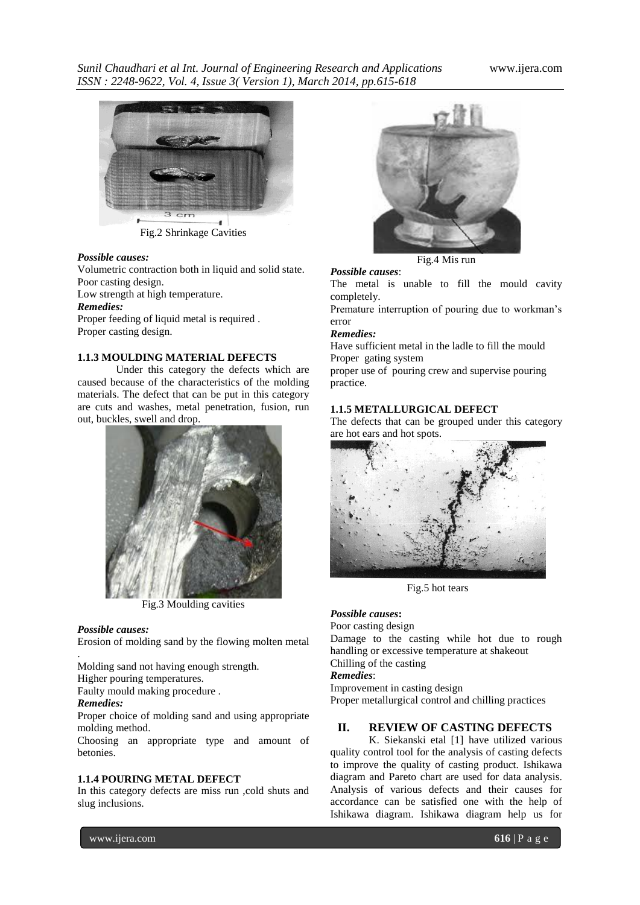Fig.2 Shrinkage Cavities

***Possible causes:***

Volumetric contraction both in liquid and solid state.
Poor casting design.
Low strength at high temperature.

***Remedies:***

Proper feeding of liquid metal is required .
Proper casting design.

#### 1.1.3 MOULDING MATERIAL DEFECTS

Under this category the defects which are caused because of the characteristics of the molding materials. The defect that can be put in this category are cuts and washes, metal penetration, fusion, run out, buckles, swell and drop.

Fig.3 Moulding cavities

***Possible causes:***

Erosion of molding sand by the flowing molten metal .
Molding sand not having enough strength.
Higher pouring temperatures.
Faulty mould making procedure .

***Remedies:***

Proper choice of molding sand and using appropriate molding method.
Choosing an appropriate type and amount of betonies.

#### 1.1.4 POURING METAL DEFECT

In this category defects are miss run ,cold shuts and slug inclusions.

Fig.4 Mis run

***Possible causes***:

The metal is unable to fill the mould cavity completely.
Premature interruption of pouring due to workman's error

***Remedies:***

Have sufficient metal in the ladle to fill the mould
Proper gating system
proper use of pouring crew and supervise pouring practice.

#### 1.1.5 METALLURGICAL DEFECT

The defects that can be grouped under this category are hot ears and hot spots.

Fig.5 hot tears

***Possible causes*:**

Poor casting design
Damage to the casting while hot due to rough handling or excessive temperature at shakeout
Chilling of the casting

***Remedies***:

Improvement in casting design
Proper metallurgical control and chilling practices

## II. REVIEW OF CASTING DEFECTS

K. Siekanski etal [1] have utilized various quality control tool for the analysis of casting defects to improve the quality of casting product. Ishikawa diagram and Pareto chart are used for data analysis. Analysis of various defects and their causes for accordance can be satisfied one with the help of Ishikawa diagram. Ishikawa diagram help us for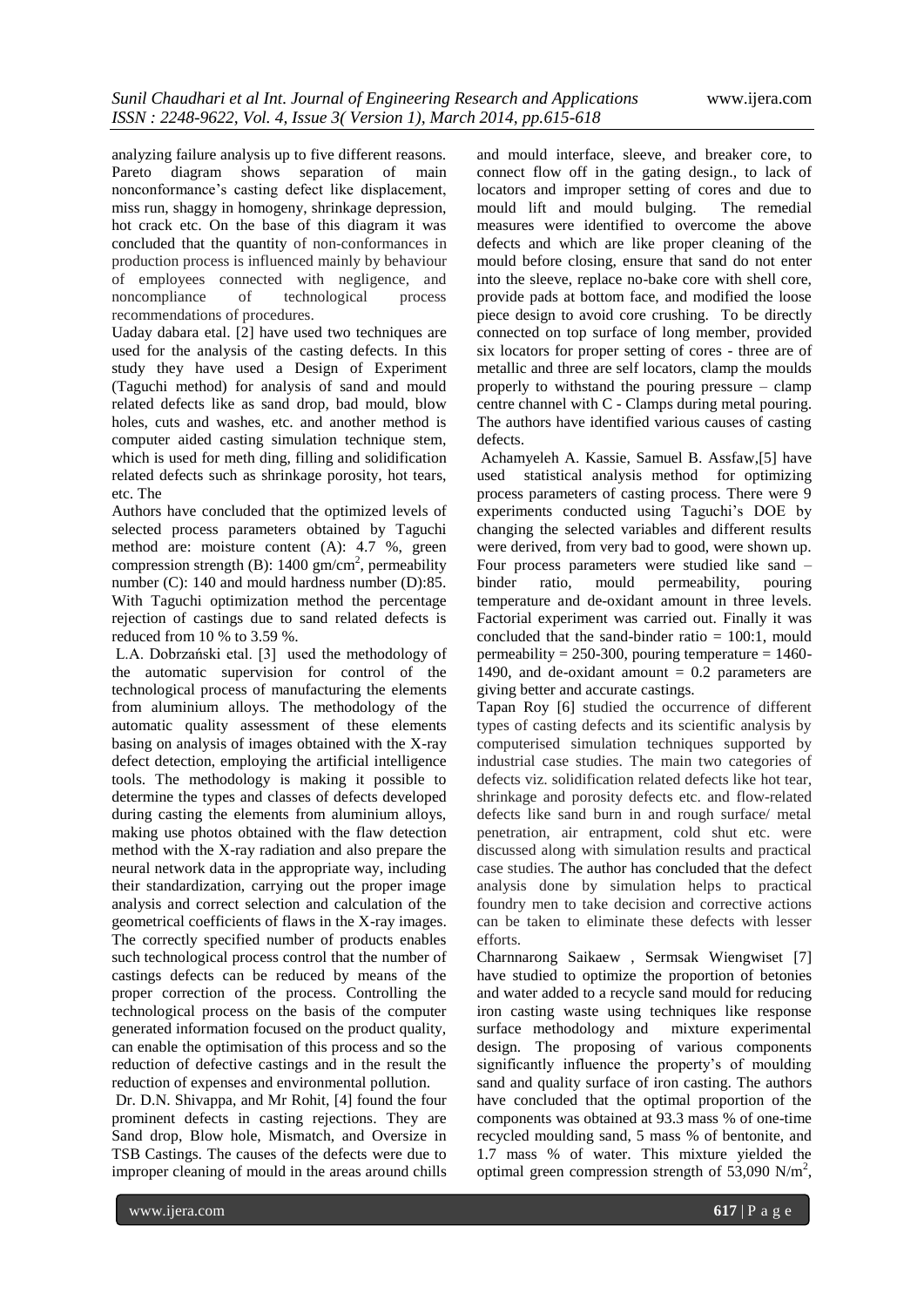analyzing failure analysis up to five different reasons. Pareto diagram shows separation of main nonconformance's casting defect like displacement, miss run, shaggy in homogeny, shrinkage depression, hot crack etc. On the base of this diagram it was concluded that the quantity of non-conformances in production process is influenced mainly by behaviour of employees connected with negligence, and noncompliance of technological process recommendations of procedures.

Uaday dabara etal. [2] have used two techniques are used for the analysis of the casting defects. In this study they have used a Design of Experiment (Taguchi method) for analysis of sand and mould related defects like as sand drop, bad mould, blow holes, cuts and washes, etc. and another method is computer aided casting simulation technique stem, which is used for meth ding, filling and solidification related defects such as shrinkage porosity, hot tears, etc. The

Authors have concluded that the optimized levels of selected process parameters obtained by Taguchi method are: moisture content (A): 4.7 %, green compression strength (B): 1400 gm/cm$^2$, permeability number (C): 140 and mould hardness number (D):85. With Taguchi optimization method the percentage rejection of castings due to sand related defects is reduced from 10 % to 3.59 %.

L.A. Dobrzański etal. [3] used the methodology of the automatic supervision for control of the technological process of manufacturing the elements from aluminium alloys. The methodology of the automatic quality assessment of these elements basing on analysis of images obtained with the X-ray defect detection, employing the artificial intelligence tools. The methodology is making it possible to determine the types and classes of defects developed during casting the elements from aluminium alloys, making use photos obtained with the flaw detection method with the X-ray radiation and also prepare the neural network data in the appropriate way, including their standardization, carrying out the proper image analysis and correct selection and calculation of the geometrical coefficients of flaws in the X-ray images. The correctly specified number of products enables such technological process control that the number of castings defects can be reduced by means of the proper correction of the process. Controlling the technological process on the basis of the computer generated information focused on the product quality, can enable the optimisation of this process and so the reduction of defective castings and in the result the reduction of expenses and environmental pollution.

Dr. D.N. Shivappa, and Mr Rohit, [4] found the four prominent defects in casting rejections. They are Sand drop, Blow hole, Mismatch, and Oversize in TSB Castings. The causes of the defects were due to improper cleaning of mould in the areas around chills and mould interface, sleeve, and breaker core, to connect flow off in the gating design., to lack of locators and improper setting of cores and due to mould lift and mould bulging. The remedial measures were identified to overcome the above defects and which are like proper cleaning of the mould before closing, ensure that sand do not enter into the sleeve, replace no-bake core with shell core, provide pads at bottom face, and modified the loose piece design to avoid core crushing. To be directly connected on top surface of long member, provided six locators for proper setting of cores - three are of metallic and three are self locators, clamp the moulds properly to withstand the pouring pressure – clamp centre channel with C - Clamps during metal pouring. The authors have identified various causes of casting defects.

Achamyeleh A. Kassie, Samuel B. Assfaw,[5] have used statistical analysis method for optimizing process parameters of casting process. There were 9 experiments conducted using Taguchi's DOE by changing the selected variables and different results were derived, from very bad to good, were shown up. Four process parameters were studied like sand – binder ratio, mould permeability, pouring temperature and de-oxidant amount in three levels. Factorial experiment was carried out. Finally it was concluded that the sand-binder ratio = 100:1, mould permeability = 250-300, pouring temperature = 1460-1490, and de-oxidant amount = 0.2 parameters are giving better and accurate castings.

Tapan Roy [6] studied the occurrence of different types of casting defects and its scientific analysis by computerised simulation techniques supported by industrial case studies. The main two categories of defects viz. solidification related defects like hot tear, shrinkage and porosity defects etc. and flow-related defects like sand burn in and rough surface/ metal penetration, air entrapment, cold shut etc. were discussed along with simulation results and practical case studies. The author has concluded that the defect analysis done by simulation helps to practical foundry men to take decision and corrective actions can be taken to eliminate these defects with lesser efforts.

Charnnarong Saikaew , Sermsak Wiengwiset [7] have studied to optimize the proportion of betonies and water added to a recycle sand mould for reducing iron casting waste using techniques like response surface methodology and mixture experimental design. The proposing of various components significantly influence the property's of moulding sand and quality surface of iron casting. The authors have concluded that the optimal proportion of the components was obtained at 93.3 mass % of one-time recycled moulding sand, 5 mass % of bentonite, and 1.7 mass % of water. This mixture yielded the optimal green compression strength of 53,090 N/m$^2$,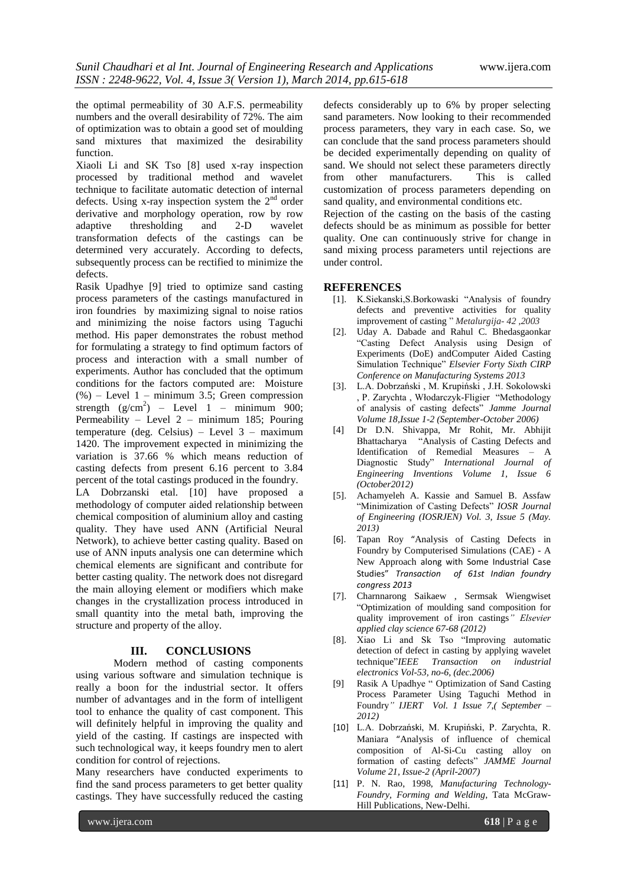the optimal permeability of 30 A.F.S. permeability numbers and the overall desirability of 72%. The aim of optimization was to obtain a good set of moulding sand mixtures that maximized the desirability function.

Xiaoli Li and SK Tso [8] used x-ray inspection processed by traditional method and wavelet technique to facilitate automatic detection of internal defects. Using x-ray inspection system the $2^{nd}$ order derivative and morphology operation, row by row adaptive thresholding and 2-D wavelet transformation defects of the castings can be determined very accurately. According to defects, subsequently process can be rectified to minimize the defects.

Rasik Upadhye [9] tried to optimize sand casting process parameters of the castings manufactured in iron foundries by maximizing signal to noise ratios and minimizing the noise factors using Taguchi method. His paper demonstrates the robust method for formulating a strategy to find optimum factors of process and interaction with a small number of experiments. Author has concluded that the optimum conditions for the factors computed are: Moisture (%) – Level 1 – minimum 3.5; Green compression strength ($g/cm^2$) – Level 1 – minimum 900; Permeability – Level 2 – minimum 185; Pouring temperature (deg. Celsius) – Level 3 – maximum 1420. The improvement expected in minimizing the variation is 37.66 % which means reduction of casting defects from present 6.16 percent to 3.84 percent of the total castings produced in the foundry.

LA Dobrzanski etal. [10] have proposed a methodology of computer aided relationship between chemical composition of aluminium alloy and casting quality. They have used ANN (Artificial Neural Network), to achieve better casting quality. Based on use of ANN inputs analysis one can determine which chemical elements are significant and contribute for better casting quality. The network does not disregard the main alloying element or modifiers which make changes in the crystallization process introduced in small quantity into the metal bath, improving the structure and property of the alloy.

## III. CONCLUSIONS

Modern method of casting components using various software and simulation technique is really a boon for the industrial sector. It offers number of advantages and in the form of intelligent tool to enhance the quality of cast component. This will definitely helpful in improving the quality and yield of the casting. If castings are inspected with such technological way, it keeps foundry men to alert condition for control of rejections.

Many researchers have conducted experiments to find the sand process parameters to get better quality castings. They have successfully reduced the casting defects considerably up to 6% by proper selecting sand parameters. Now looking to their recommended process parameters, they vary in each case. So, we can conclude that the sand process parameters should be decided experimentally depending on quality of sand. We should not select these parameters directly from other manufacturers. This is called customization of process parameters depending on sand quality, and environmental conditions etc.

Rejection of the casting on the basis of the casting defects should be as minimum as possible for better quality. One can continuously strive for change in sand mixing process parameters until rejections are under control.

## REFERENCES

[1]. K.Siekanski,S.Borkowaski "Analysis of foundry defects and preventive activities for quality improvement of casting " *Metalurgija- 42 ,2003*

[2]. Uday A. Dabade and Rahul C. Bhedasgaonkar "Casting Defect Analysis using Design of Experiments (DoE) andComputer Aided Casting Simulation Technique" *Elsevier Forty Sixth CIRP Conference on Manufacturing Systems 2013*

[3]. L.A. Dobrzański , M. Krupiński , J.H. Sokolowski , P. Zarychta , Włodarczyk-Fligier "Methodology of analysis of casting defects" *Jamme Journal Volume 18,Issue 1-2 (September-October 2006)*

[4] Dr D.N. Shivappa, Mr Rohit, Mr. Abhijit Bhattacharya "Analysis of Casting Defects and Identification of Remedial Measures – A Diagnostic Study" *International Journal of Engineering Inventions Volume 1, Issue 6 (October2012)*

[5]. Achamyeleh A. Kassie and Samuel B. Assfaw "Minimization of Casting Defects" *IOSR Journal of Engineering (IOSRJEN) Vol. 3, Issue 5 (May. 2013)*

[6]. Tapan Roy "Analysis of Casting Defects in Foundry by Computerised Simulations (CAE) - A New Approach along with Some Industrial Case Studies" *Transaction of 61st Indian foundry congress 2013*

[7]. Charnnarong Saikaew , Sermsak Wiengwiset "Optimization of moulding sand composition for quality improvement of iron castings*" Elsevier applied clay science 67-68 (2012)*

[8]. Xiao Li and Sk Tso "Improving automatic detection of defect in casting by applying wavelet technique"*IEEE Transaction on industrial electronics Vol-53, no-6, (dec.2006)*

[9] Rasik A Upadhye " Optimization of Sand Casting Process Parameter Using Taguchi Method in Foundry*" IJERT Vol. 1 Issue 7,( September – 2012)*

[10] L.A. Dobrzański, M. Krupiński, P. Zarychta, R. Maniara "Analysis of influence of chemical composition of Al-Si-Cu casting alloy on formation of casting defects" *JAMME Journal Volume 21, Issue-2 (April-2007)*

[11] P. N. Rao, 1998, *Manufacturing Technology-Foundry, Forming and Welding*, Tata McGraw-Hill Publications, New-Delhi.